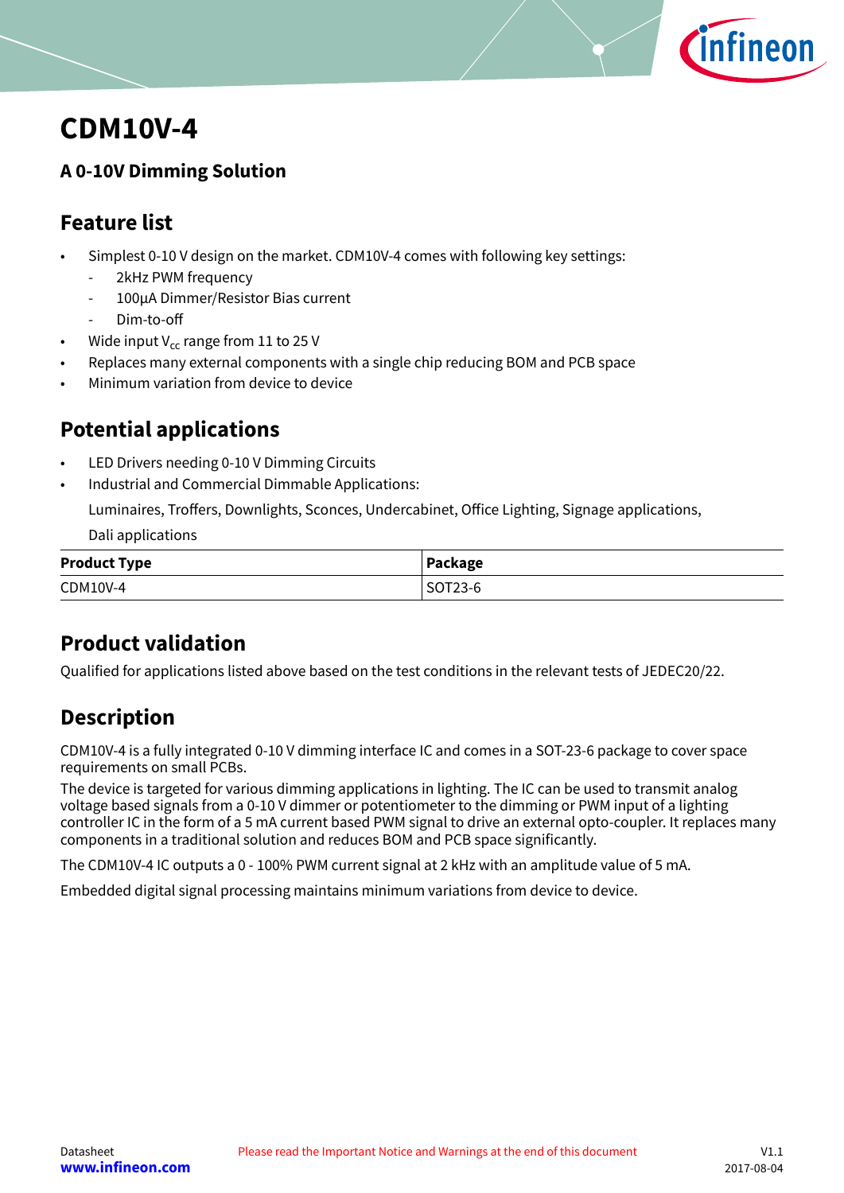# CDM10V-4

## A 0-10V Dimming Solution

## Feature list

- Simplest 0-10 V design on the market. CDM10V-4 comes with following key settings:
  - 2kHz PWM frequency
  - 100µA Dimmer/Resistor Bias current
  - Dim-to-off
- Wide input $V_{cc}$ range from 11 to 25 V
- Replaces many external components with a single chip reducing BOM and PCB space
- Minimum variation from device to device

## Potential applications

- LED Drivers needing 0-10 V Dimming Circuits
- Industrial and Commercial Dimmable Applications:

  Luminaires, Troffers, Downlights, Sconces, Undercabinet, Office Lighting, Signage applications,

  Dali applications

| Product Type | Package |
|---|---|
| CDM10V-4 | SOT23-6 |

## Product validation

Qualified for applications listed above based on the test conditions in the relevant tests of JEDEC20/22.

## Description

CDM10V-4 is a fully integrated 0-10 V dimming interface IC and comes in a SOT-23-6 package to cover space requirements on small PCBs.

The device is targeted for various dimming applications in lighting. The IC can be used to transmit analog voltage based signals from a 0-10 V dimmer or potentiometer to the dimming or PWM input of a lighting controller IC in the form of a 5 mA current based PWM signal to drive an external opto-coupler. It replaces many components in a traditional solution and reduces BOM and PCB space significantly.

The CDM10V-4 IC outputs a 0 - 100% PWM current signal at 2 kHz with an amplitude value of 5 mA.

Embedded digital signal processing maintains minimum variations from device to device.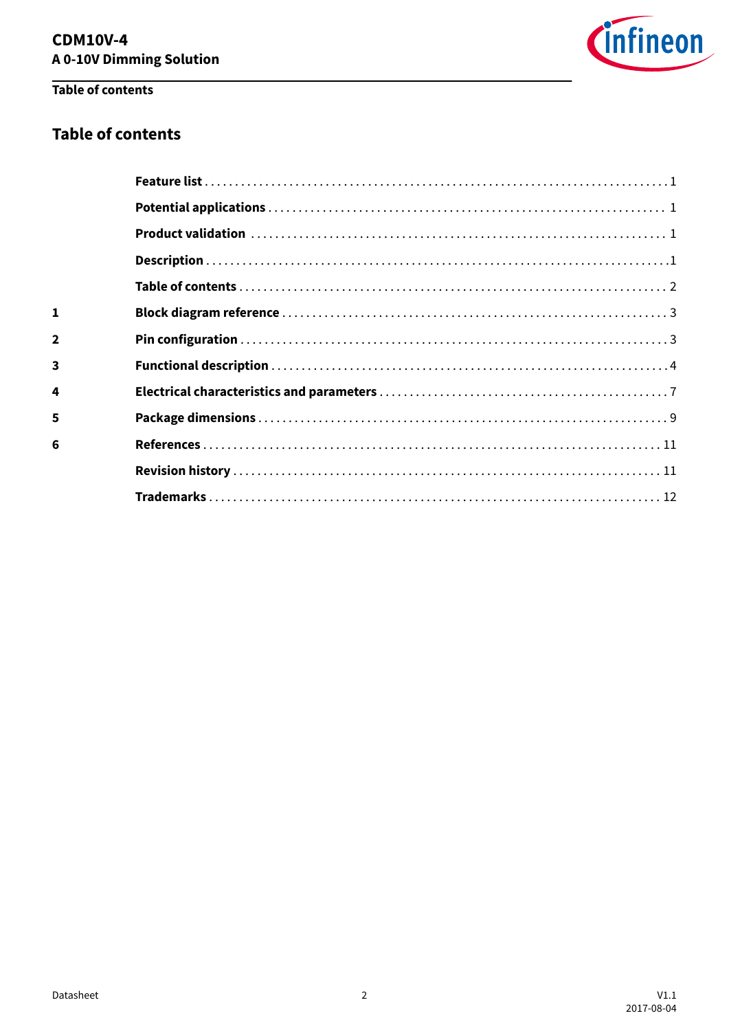## Table of contents

| | | |
|---|---|---|
| | **Feature list** | 1 |
| | **Potential applications** | 1 |
| | **Product validation** | 1 |
| | **Description** | 1 |
| | **Table of contents** | 2 |
| **1** | **Block diagram reference** | 3 |
| **2** | **Pin configuration** | 3 |
| **3** | **Functional description** | 4 |
| **4** | **Electrical characteristics and parameters** | 7 |
| **5** | **Package dimensions** | 9 |
| **6** | **References** | 11 |
| | **Revision history** | 11 |
| | **Trademarks** | 12 |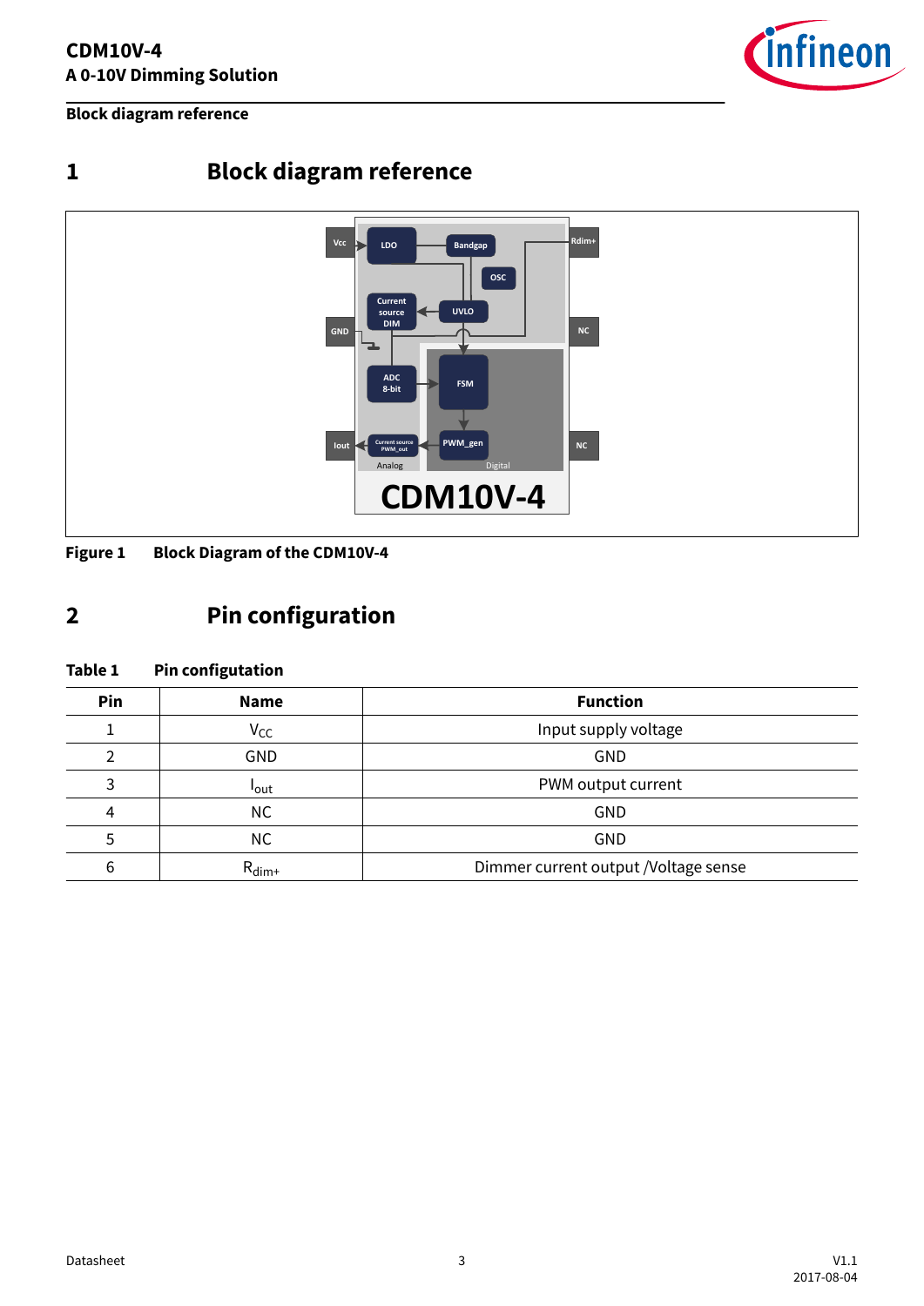# 1 Block diagram reference

**Figure 1 Block Diagram of the CDM10V-4**

# 2 Pin configuration

**Table 1 Pin configutation**

| Pin | Name | Function |
|---|---|---|
| 1 | $V_{CC}$ | Input supply voltage |
| 2 | GND | GND |
| 3 | $I_{out}$ | PWM output current |
| 4 | NC | GND |
| 5 | NC | GND |
| 6 | $R_{dim+}$ | Dimmer current output /Voltage sense |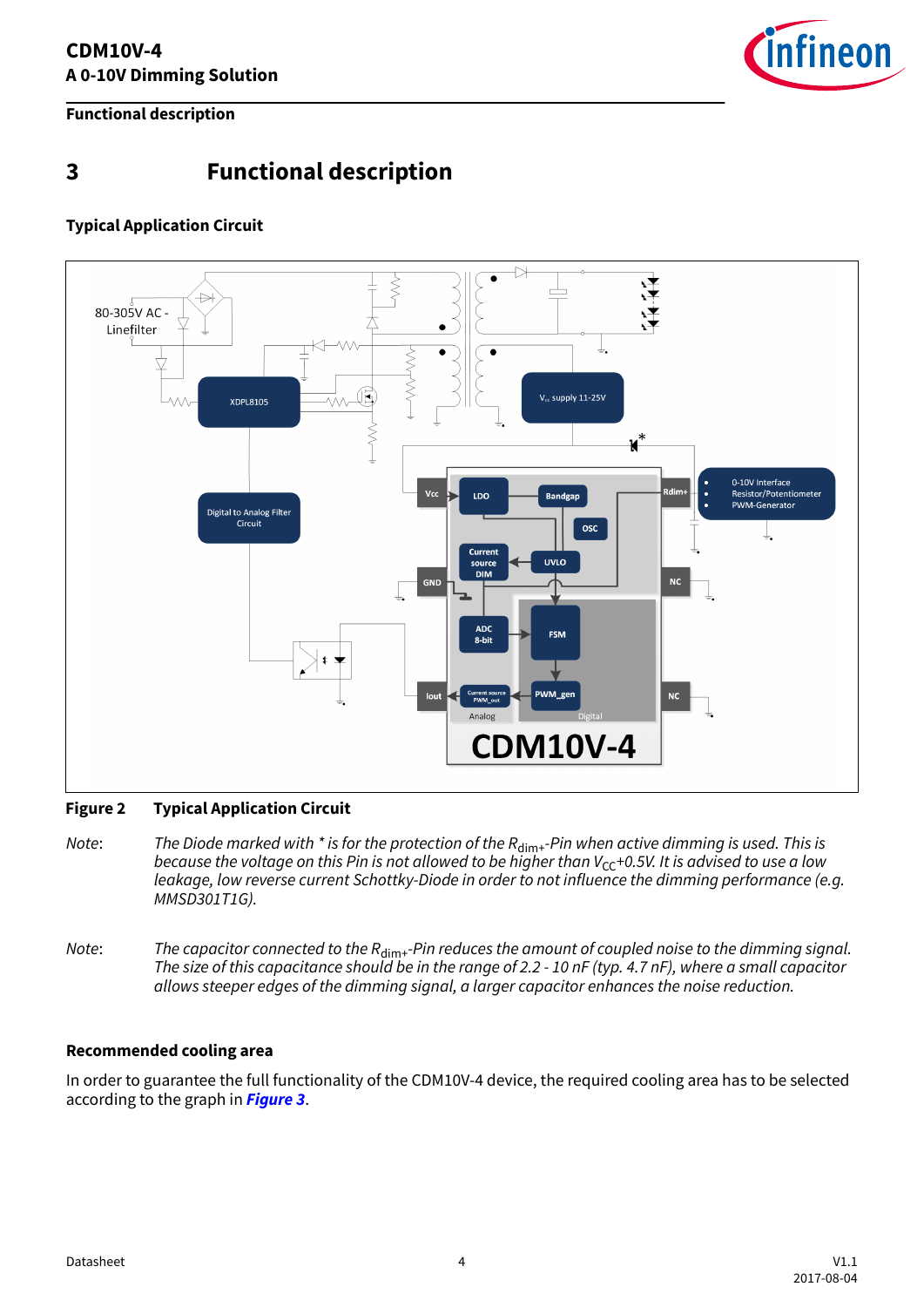# 3 Functional description

### Typical Application Circuit

**Figure 2 Typical Application Circuit**

*Note*: *The Diode marked with * is for the protection of the $R_{dim+}$-Pin when active dimming is used. This is because the voltage on this Pin is not allowed to be higher than $V_{CC}$+0.5V. It is advised to use a low leakage, low reverse current Schottky-Diode in order to not influence the dimming performance (e.g. MMSD301T1G).*

*Note*: *The capacitor connected to the $R_{dim+}$-Pin reduces the amount of coupled noise to the dimming signal. The size of this capacitance should be in the range of 2.2 - 10 nF (typ. 4.7 nF), where a small capacitor allows steeper edges of the dimming signal, a larger capacitor enhances the noise reduction.*

### Recommended cooling area

In order to guarantee the full functionality of the CDM10V-4 device, the required cooling area has to be selected according to the graph in ***Figure 3***.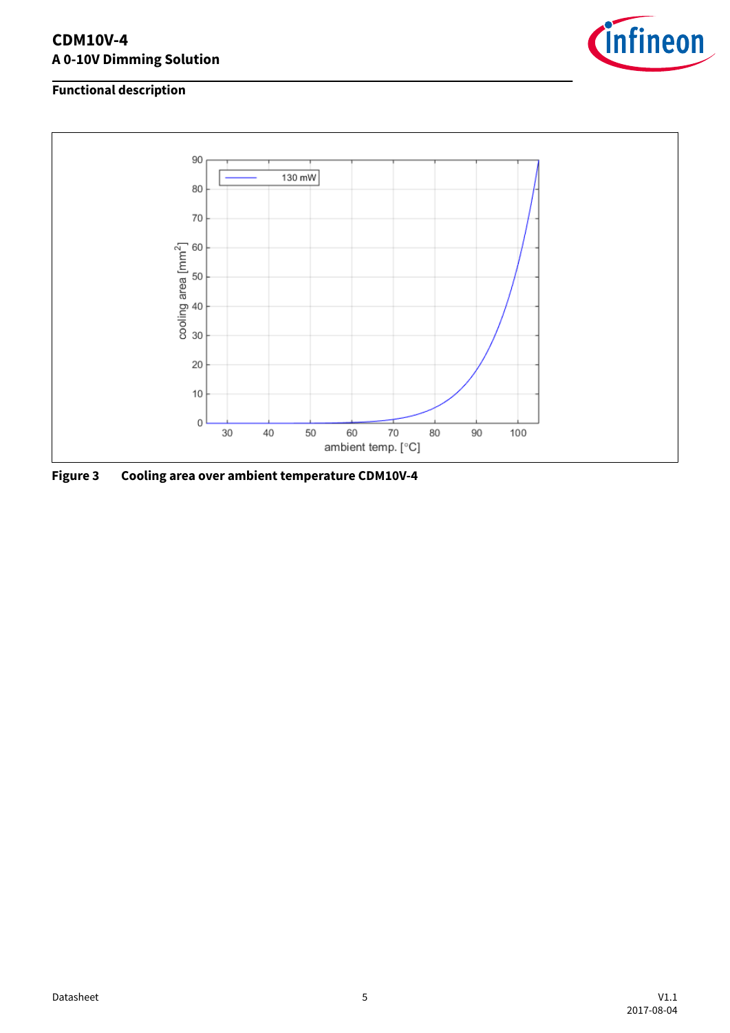Figure 3 Cooling area over ambient temperature CDM10V-4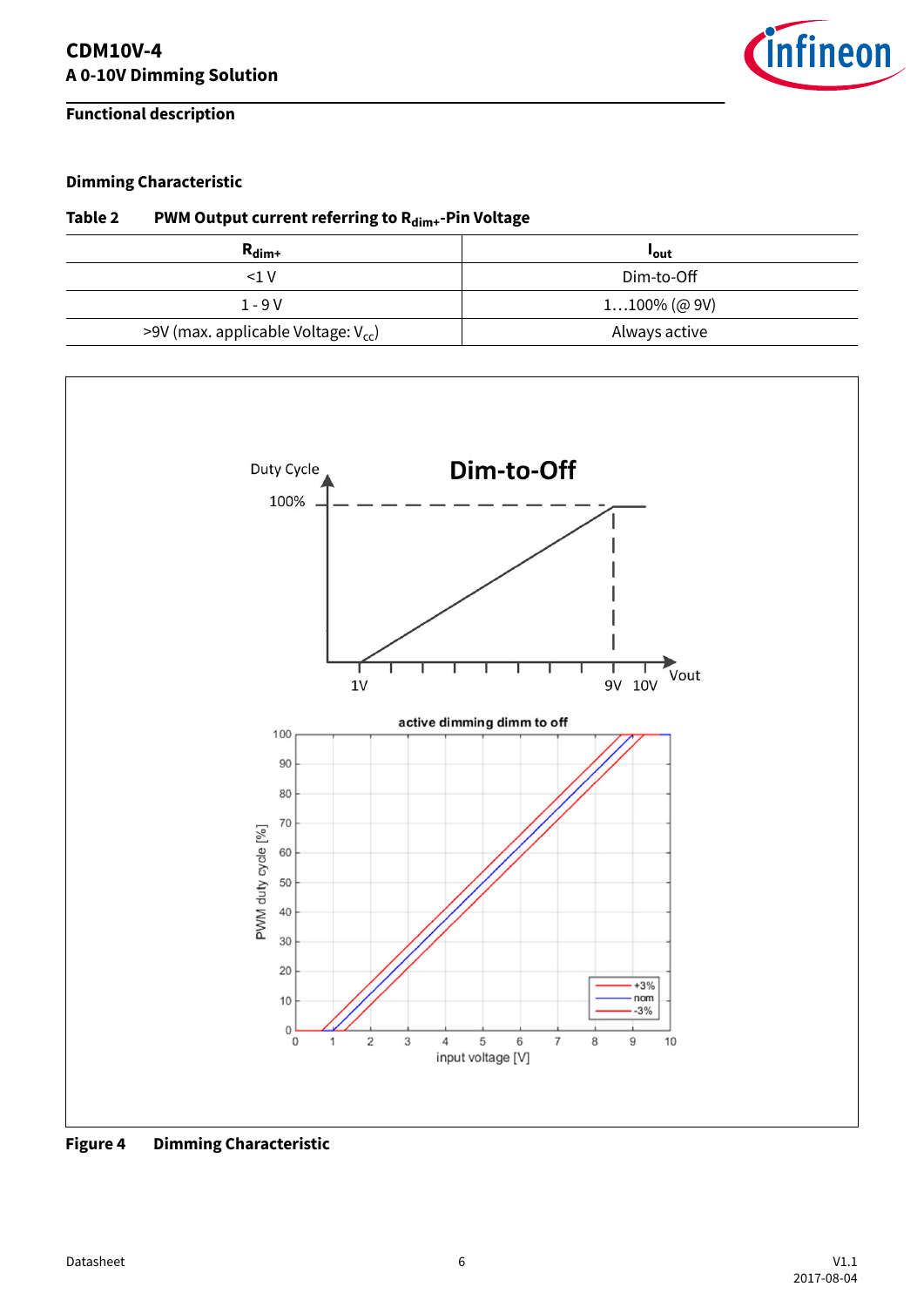### Dimming Characteristic

**Table 2 PWM Output current referring to $R_{dim+}$-Pin Voltage**

| $R_{dim+}$ | $I_{out}$ |
|---|---|
| <1 V | Dim-to-Off |
| 1 - 9 V | 1…100% (@ 9V) |
| >9V (max. applicable Voltage: $V_{cc}$) | Always active |

**Figure 4 Dimming Characteristic**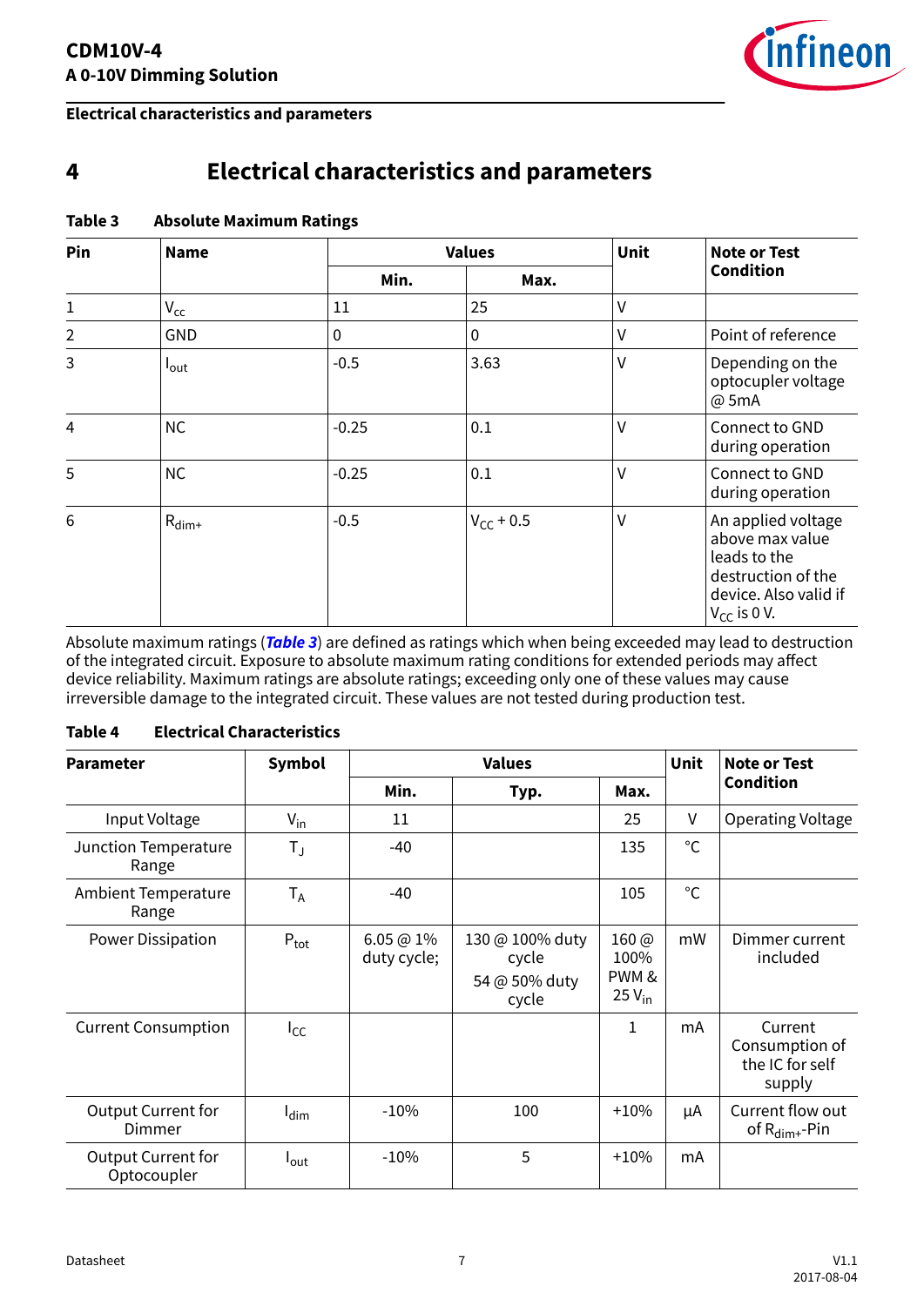# 4 Electrical characteristics and parameters

**Table 3 Absolute Maximum Ratings**

| Pin | Name | Values | | Unit | Note or Test Condition |
|---|---|---|---|---|---|
| | | Min. | Max. | | |
| 1 | $V_{cc}$ | 11 | 25 | V | |
| 2 | GND | 0 | 0 | V | Point of reference |
| 3 | $I_{out}$ | -0.5 | 3.63 | V | Depending on the optocupler voltage @ 5mA |
| 4 | NC | -0.25 | 0.1 | V | Connect to GND during operation |
| 5 | NC | -0.25 | 0.1 | V | Connect to GND during operation |
| 6 | $R_{dim+}$ | -0.5 | $V_{CC}$ + 0.5 | V | An applied voltage above max value leads to the destruction of the device. Also valid if $V_{CC}$ is 0 V. |

Absolute maximum ratings (***Table 3***) are defined as ratings which when being exceeded may lead to destruction of the integrated circuit. Exposure to absolute maximum rating conditions for extended periods may affect device reliability. Maximum ratings are absolute ratings; exceeding only one of these values may cause irreversible damage to the integrated circuit. These values are not tested during production test.

**Table 4 Electrical Characteristics**

| Parameter | Symbol | Values | | | Unit | Note or Test Condition |
|---|---|---|---|---|---|---|
| | | Min. | Typ. | Max. | | |
| Input Voltage | $V_{in}$ | 11 | | 25 | V | Operating Voltage |
| Junction Temperature Range | $T_J$ | -40 | | 135 | °C | |
| Ambient Temperature Range | $T_A$ | -40 | | 105 | °C | |
| Power Dissipation | $P_{tot}$ | 6.05 @ 1% duty cycle; | 130 @ 100% duty cycle<br>54 @ 50% duty cycle | 160 @ 100% PWM & 25 $V_{in}$ | mW | Dimmer current included |
| Current Consumption | $I_{CC}$ | | | 1 | mA | Current Consumption of the IC for self supply |
| Output Current for Dimmer | $I_{dim}$ | -10% | 100 | +10% | µA | Current flow out of $R_{dim+}$-Pin |
| Output Current for Optocoupler | $I_{out}$ | -10% | 5 | +10% | mA | |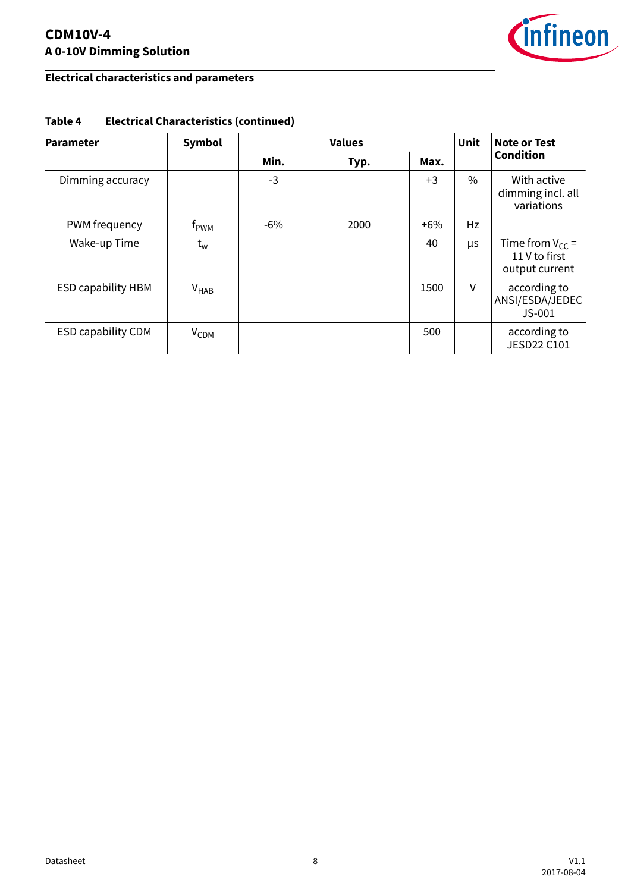## Electrical characteristics and parameters

**Table 4 Electrical Characteristics (continued)**

| Parameter | Symbol | Values | | | Unit | Note or Test Condition |
|---|---|---|---|---|---|---|
| | | Min. | Typ. | Max. | | |
| Dimming accuracy | | -3 | | +3 | % | With active dimming incl. all variations |
| PWM frequency | $f_{PWM}$ | -6% | 2000 | +6% | Hz | |
| Wake-up Time | $t_w$ | | | 40 | µs | Time from $V_{CC}$ = 11 V to first output current |
| ESD capability HBM | $V_{HAB}$ | | | 1500 | V | according to ANSI/ESDA/JEDEC JS-001 |
| ESD capability CDM | $V_{CDM}$ | | | 500 | | according to JESD22 C101 |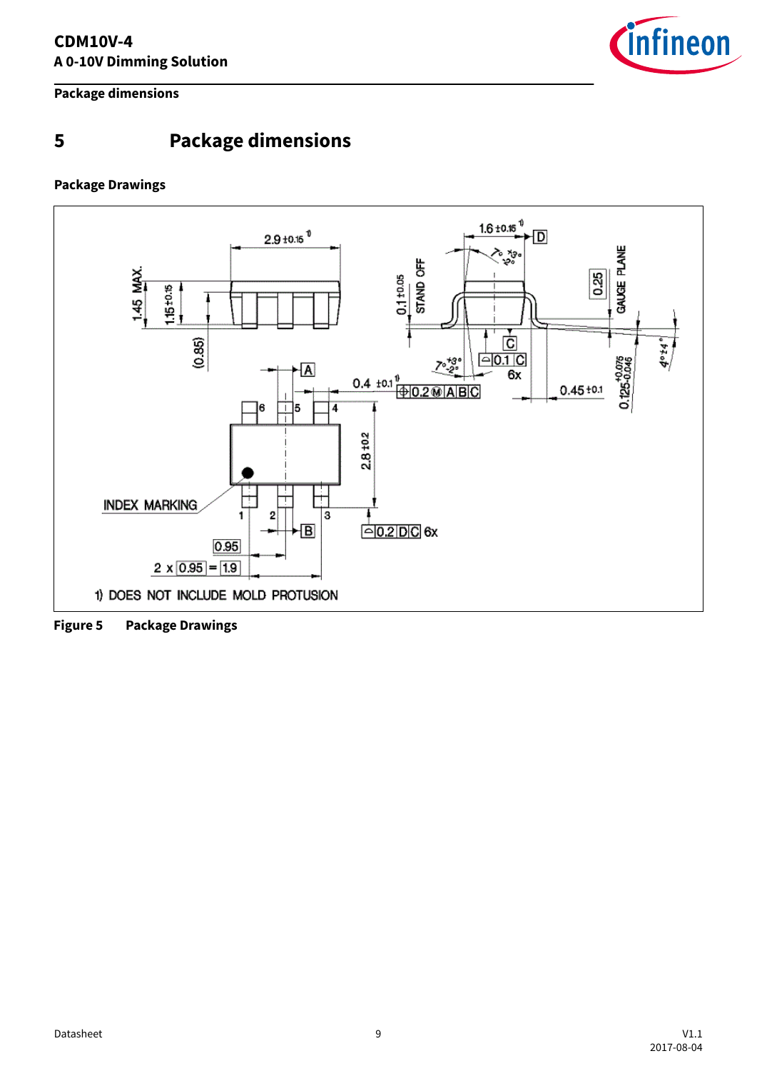# 5 Package dimensions

**Package Drawings**

**Figure 5 Package Drawings**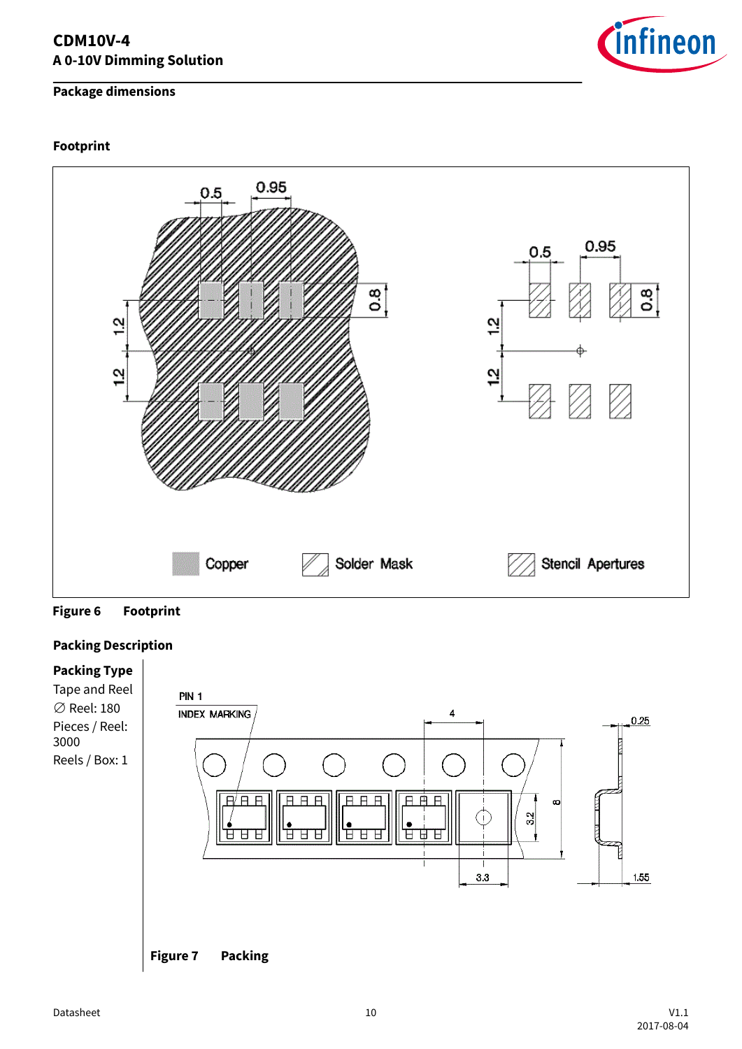## Package dimensions

### Footprint

Figure 6 Footprint

### Packing Description

**Packing Type**
Tape and Reel
∅ Reel: 180
Pieces / Reel: 3000
Reels / Box: 1

Figure 7 Packing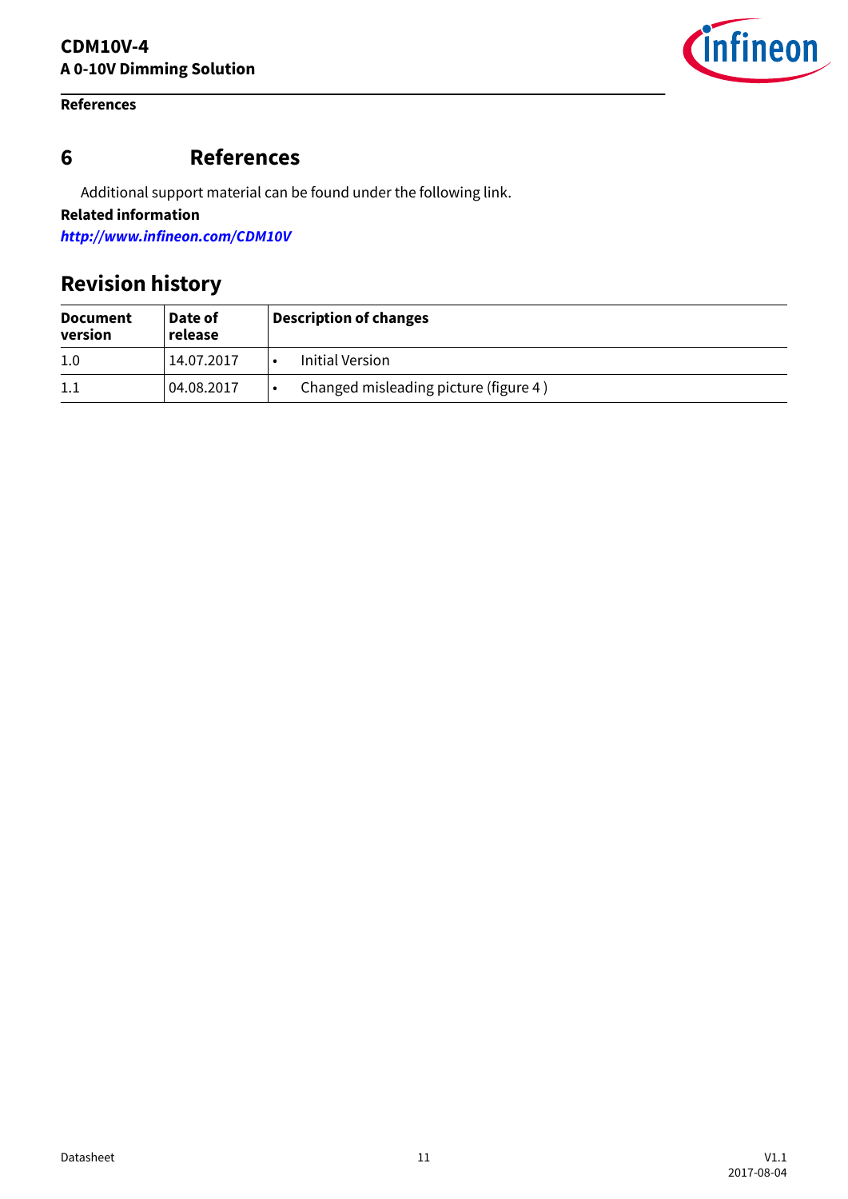# 6 References

Additional support material can be found under the following link.

**Related information**

***http://www.infineon.com/CDM10V***

## Revision history

| Document version | Date of release | Description of changes |
|---|---|---|
| 1.0 | 14.07.2017 | • Initial Version |
| 1.1 | 04.08.2017 | • Changed misleading picture (figure 4 ) |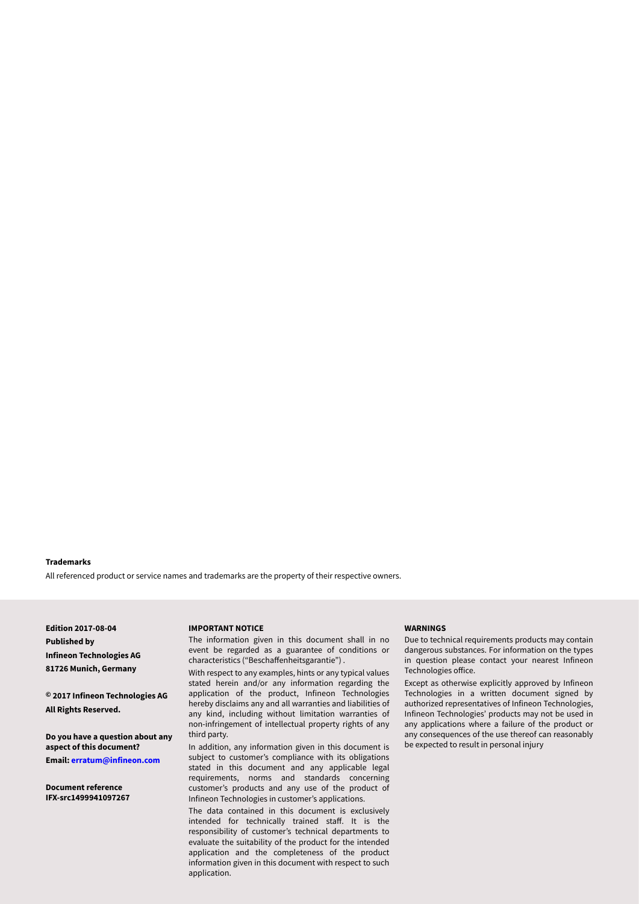**Trademarks**

All referenced product or service names and trademarks are the property of their respective owners.

**Edition 2017-08-04**
**Published by**
**Infineon Technologies AG**
**81726 Munich, Germany**

**© 2017 Infineon Technologies AG**
**All Rights Reserved.**

**Do you have a question about any aspect of this document?**
**Email: erratum@infineon.com**

**Document reference**
**IFX-src1499941097267**

**IMPORTANT NOTICE**

The information given in this document shall in no event be regarded as a guarantee of conditions or characteristics ("Beschaffenheitsgarantie") .

With respect to any examples, hints or any typical values stated herein and/or any information regarding the application of the product, Infineon Technologies hereby disclaims any and all warranties and liabilities of any kind, including without limitation warranties of non-infringement of intellectual property rights of any third party.

In addition, any information given in this document is subject to customer's compliance with its obligations stated in this document and any applicable legal requirements, norms and standards concerning customer's products and any use of the product of Infineon Technologies in customer's applications.

The data contained in this document is exclusively intended for technically trained staff. It is the responsibility of customer's technical departments to evaluate the suitability of the product for the intended application and the completeness of the product information given in this document with respect to such application.

**WARNINGS**

Due to technical requirements products may contain dangerous substances. For information on the types in question please contact your nearest Infineon Technologies office.

Except as otherwise explicitly approved by Infineon Technologies in a written document signed by authorized representatives of Infineon Technologies, Infineon Technologies' products may not be used in any applications where a failure of the product or any consequences of the use thereof can reasonably be expected to result in personal injury